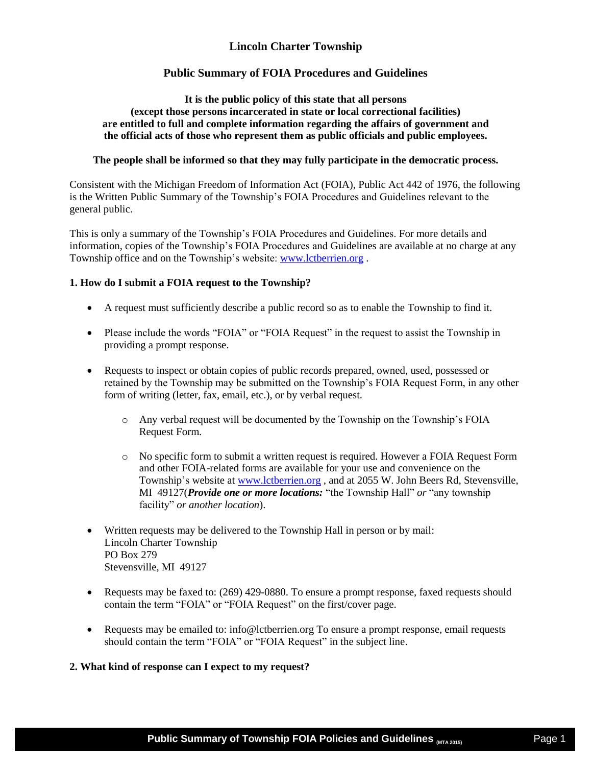# Lincoln Charter Township

## Public Summary of FOIA Procedures and Guidelines

**It is the public policy of this state that all persons (except those persons incarcerated in state or local correctional facilities) are entitled to full and complete information regarding the affairs of government and the official acts of those who represent them as public officials and public employees.**

**The people shall be informed so that they may fully participate in the democratic process.**

Consistent with the Michigan Freedom of Information Act (FOIA), Public Act 442 of 1976, the following is the Written Public Summary of the Township's FOIA Procedures and Guidelines relevant to the general public.

This is only a summary of the Township's FOIA Procedures and Guidelines. For more details and information, copies of the Township's FOIA Procedures and Guidelines are available at no charge at any Township office and on the Township's website: www.lctberrien.org .

### 1. How do I submit a FOIA request to the Township?

- A request must sufficiently describe a public record so as to enable the Township to find it.
- Please include the words "FOIA" or "FOIA Request" in the request to assist the Township in providing a prompt response.
- Requests to inspect or obtain copies of public records prepared, owned, used, possessed or retained by the Township may be submitted on the Township's FOIA Request Form, in any other form of writing (letter, fax, email, etc.), or by verbal request.
  - Any verbal request will be documented by the Township on the Township's FOIA Request Form.
  - No specific form to submit a written request is required. However a FOIA Request Form and other FOIA-related forms are available for your use and convenience on the Township's website at www.lctberrien.org , and at 2055 W. John Beers Rd, Stevensville, MI 49127(***Provide one or more locations:*** "the Township Hall" *or* "any township facility" *or another location*).
- Written requests may be delivered to the Township Hall in person or by mail:
  Lincoln Charter Township
  PO Box 279
  Stevensville, MI 49127
- Requests may be faxed to: (269) 429-0880. To ensure a prompt response, faxed requests should contain the term "FOIA" or "FOIA Request" on the first/cover page.
- Requests may be emailed to: info@lctberrien.org To ensure a prompt response, email requests should contain the term "FOIA" or "FOIA Request" in the subject line.

### 2. What kind of response can I expect to my request?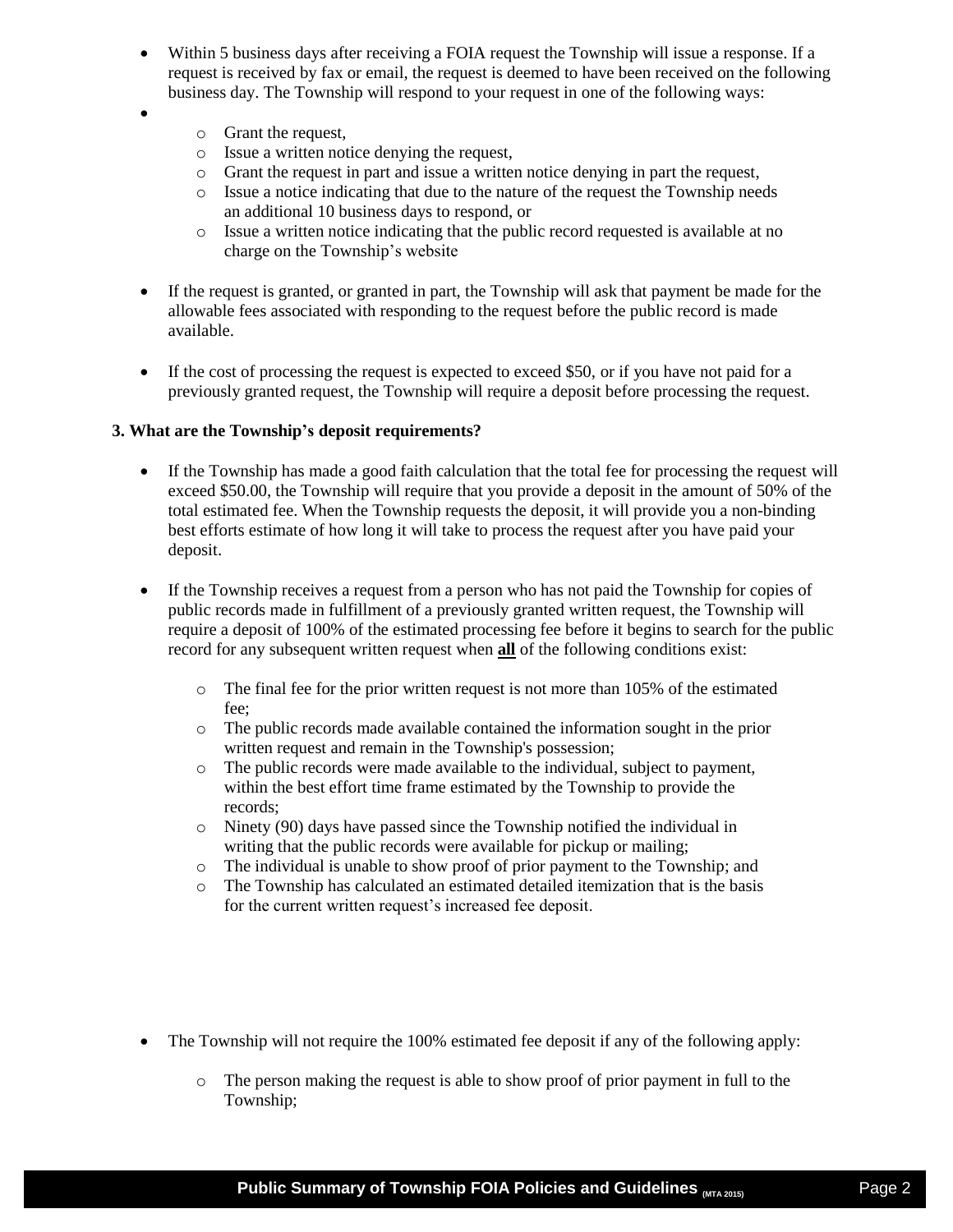- Within 5 business days after receiving a FOIA request the Township will issue a response. If a request is received by fax or email, the request is deemed to have been received on the following business day. The Township will respond to your request in one of the following ways:
  - Grant the request,
  - Issue a written notice denying the request,
  - Grant the request in part and issue a written notice denying in part the request,
  - Issue a notice indicating that due to the nature of the request the Township needs an additional 10 business days to respond, or
  - Issue a written notice indicating that the public record requested is available at no charge on the Township's website

- If the request is granted, or granted in part, the Township will ask that payment be made for the allowable fees associated with responding to the request before the public record is made available.

- If the cost of processing the request is expected to exceed $50, or if you have not paid for a previously granted request, the Township will require a deposit before processing the request.

**3. What are the Township's deposit requirements?**

- If the Township has made a good faith calculation that the total fee for processing the request will exceed $50.00, the Township will require that you provide a deposit in the amount of 50% of the total estimated fee. When the Township requests the deposit, it will provide you a non-binding best efforts estimate of how long it will take to process the request after you have paid your deposit.

- If the Township receives a request from a person who has not paid the Township for copies of public records made in fulfillment of a previously granted written request, the Township will require a deposit of 100% of the estimated processing fee before it begins to search for the public record for any subsequent written request when **all** of the following conditions exist:
  - The final fee for the prior written request is not more than 105% of the estimated fee;
  - The public records made available contained the information sought in the prior written request and remain in the Township's possession;
  - The public records were made available to the individual, subject to payment, within the best effort time frame estimated by the Township to provide the records;
  - Ninety (90) days have passed since the Township notified the individual in writing that the public records were available for pickup or mailing;
  - The individual is unable to show proof of prior payment to the Township; and
  - The Township has calculated an estimated detailed itemization that is the basis for the current written request's increased fee deposit.

- The Township will not require the 100% estimated fee deposit if any of the following apply:
  - The person making the request is able to show proof of prior payment in full to the Township;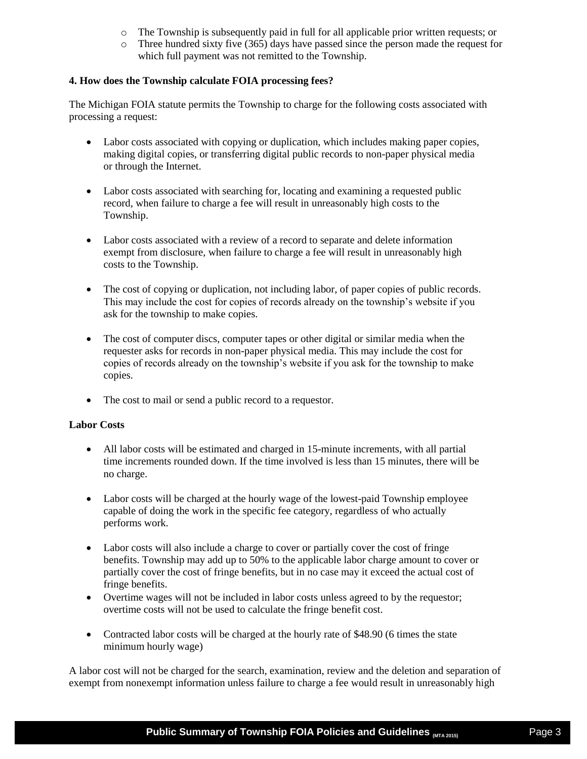- The Township is subsequently paid in full for all applicable prior written requests; or
- Three hundred sixty five (365) days have passed since the person made the request for which full payment was not remitted to the Township.

**4. How does the Township calculate FOIA processing fees?**

The Michigan FOIA statute permits the Township to charge for the following costs associated with processing a request:

- Labor costs associated with copying or duplication, which includes making paper copies, making digital copies, or transferring digital public records to non-paper physical media or through the Internet.
- Labor costs associated with searching for, locating and examining a requested public record, when failure to charge a fee will result in unreasonably high costs to the Township.
- Labor costs associated with a review of a record to separate and delete information exempt from disclosure, when failure to charge a fee will result in unreasonably high costs to the Township.
- The cost of copying or duplication, not including labor, of paper copies of public records. This may include the cost for copies of records already on the township's website if you ask for the township to make copies.
- The cost of computer discs, computer tapes or other digital or similar media when the requester asks for records in non-paper physical media. This may include the cost for copies of records already on the township's website if you ask for the township to make copies.
- The cost to mail or send a public record to a requestor.

**Labor Costs**

- All labor costs will be estimated and charged in 15-minute increments, with all partial time increments rounded down. If the time involved is less than 15 minutes, there will be no charge.
- Labor costs will be charged at the hourly wage of the lowest-paid Township employee capable of doing the work in the specific fee category, regardless of who actually performs work.
- Labor costs will also include a charge to cover or partially cover the cost of fringe benefits. Township may add up to 50% to the applicable labor charge amount to cover or partially cover the cost of fringe benefits, but in no case may it exceed the actual cost of fringe benefits.
- Overtime wages will not be included in labor costs unless agreed to by the requestor; overtime costs will not be used to calculate the fringe benefit cost.
- Contracted labor costs will be charged at the hourly rate of $48.90 (6 times the state minimum hourly wage)

A labor cost will not be charged for the search, examination, review and the deletion and separation of exempt from nonexempt information unless failure to charge a fee would result in unreasonably high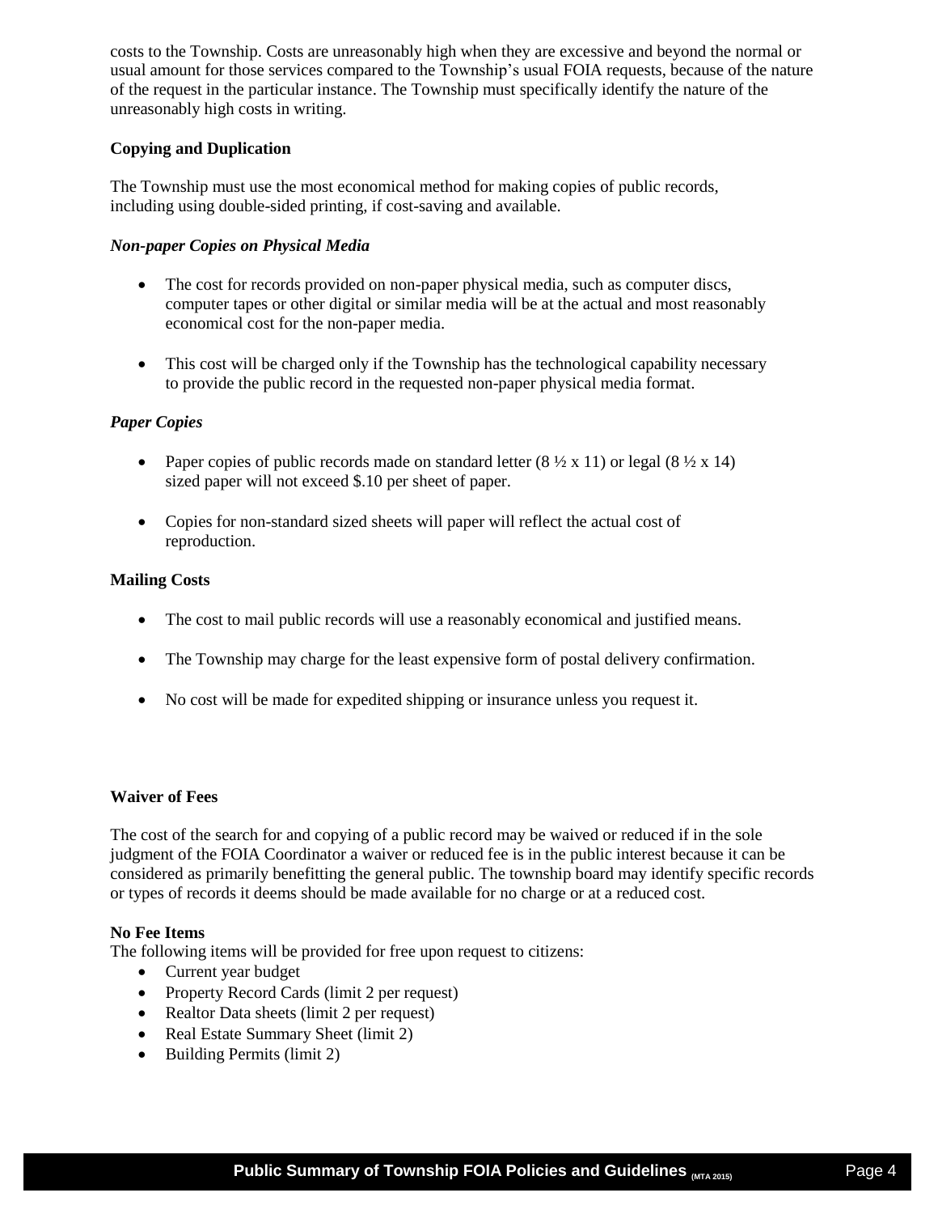costs to the Township. Costs are unreasonably high when they are excessive and beyond the normal or usual amount for those services compared to the Township's usual FOIA requests, because of the nature of the request in the particular instance. The Township must specifically identify the nature of the unreasonably high costs in writing.

**Copying and Duplication**

The Township must use the most economical method for making copies of public records, including using double-sided printing, if cost-saving and available.

***Non-paper Copies on Physical Media***

- The cost for records provided on non-paper physical media, such as computer discs, computer tapes or other digital or similar media will be at the actual and most reasonably economical cost for the non-paper media.

- This cost will be charged only if the Township has the technological capability necessary to provide the public record in the requested non-paper physical media format.

***Paper Copies***

- Paper copies of public records made on standard letter (8 ½ x 11) or legal (8 ½ x 14) sized paper will not exceed $.10 per sheet of paper.

- Copies for non-standard sized sheets will paper will reflect the actual cost of reproduction.

**Mailing Costs**

- The cost to mail public records will use a reasonably economical and justified means.

- The Township may charge for the least expensive form of postal delivery confirmation.

- No cost will be made for expedited shipping or insurance unless you request it.

**Waiver of Fees**

The cost of the search for and copying of a public record may be waived or reduced if in the sole judgment of the FOIA Coordinator a waiver or reduced fee is in the public interest because it can be considered as primarily benefitting the general public. The township board may identify specific records or types of records it deems should be made available for no charge or at a reduced cost.

**No Fee Items**

The following items will be provided for free upon request to citizens:

- Current year budget
- Property Record Cards (limit 2 per request)
- Realtor Data sheets (limit 2 per request)
- Real Estate Summary Sheet (limit 2)
- Building Permits (limit 2)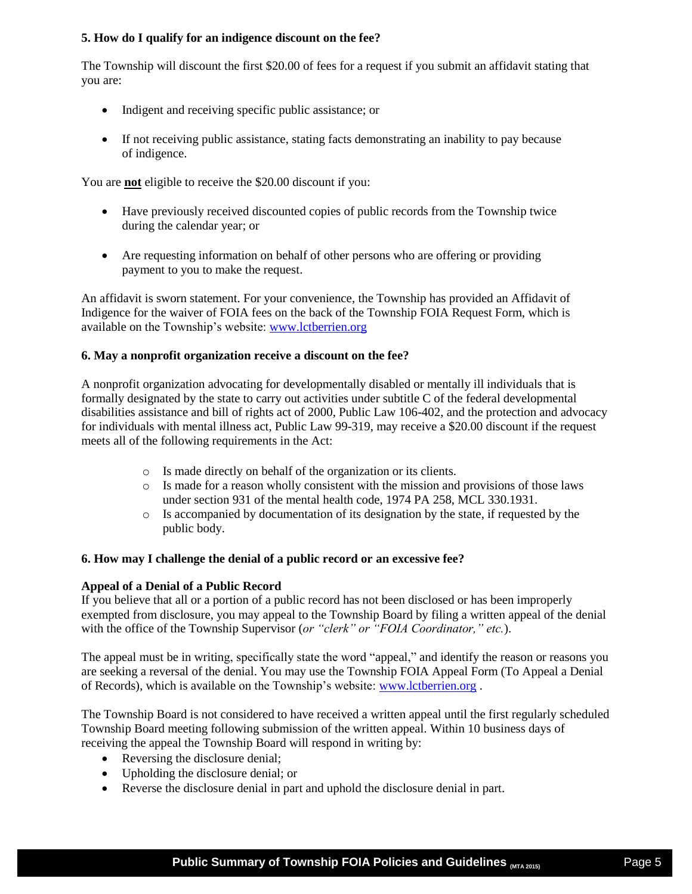### 5. How do I qualify for an indigence discount on the fee?

The Township will discount the first $20.00 of fees for a request if you submit an affidavit stating that you are:

- Indigent and receiving specific public assistance; or
- If not receiving public assistance, stating facts demonstrating an inability to pay because of indigence.

You are **not** eligible to receive the $20.00 discount if you:

- Have previously received discounted copies of public records from the Township twice during the calendar year; or
- Are requesting information on behalf of other persons who are offering or providing payment to you to make the request.

An affidavit is sworn statement. For your convenience, the Township has provided an Affidavit of Indigence for the waiver of FOIA fees on the back of the Township FOIA Request Form, which is available on the Township's website: [www.lctberrien.org](http://www.lctberrien.org)

### 6. May a nonprofit organization receive a discount on the fee?

A nonprofit organization advocating for developmentally disabled or mentally ill individuals that is formally designated by the state to carry out activities under subtitle C of the federal developmental disabilities assistance and bill of rights act of 2000, Public Law 106-402, and the protection and advocacy for individuals with mental illness act, Public Law 99-319, may receive a $20.00 discount if the request meets all of the following requirements in the Act:

- Is made directly on behalf of the organization or its clients.
- Is made for a reason wholly consistent with the mission and provisions of those laws under section 931 of the mental health code, 1974 PA 258, MCL 330.1931.
- Is accompanied by documentation of its designation by the state, if requested by the public body.

### 6. How may I challenge the denial of a public record or an excessive fee?

**Appeal of a Denial of a Public Record**

If you believe that all or a portion of a public record has not been disclosed or has been improperly exempted from disclosure, you may appeal to the Township Board by filing a written appeal of the denial with the office of the Township Supervisor (*or "clerk" or "FOIA Coordinator," etc.*).

The appeal must be in writing, specifically state the word "appeal," and identify the reason or reasons you are seeking a reversal of the denial. You may use the Township FOIA Appeal Form (To Appeal a Denial of Records), which is available on the Township's website: [www.lctberrien.org](http://www.lctberrien.org) .

The Township Board is not considered to have received a written appeal until the first regularly scheduled Township Board meeting following submission of the written appeal. Within 10 business days of receiving the appeal the Township Board will respond in writing by:

- Reversing the disclosure denial;
- Upholding the disclosure denial; or
- Reverse the disclosure denial in part and uphold the disclosure denial in part.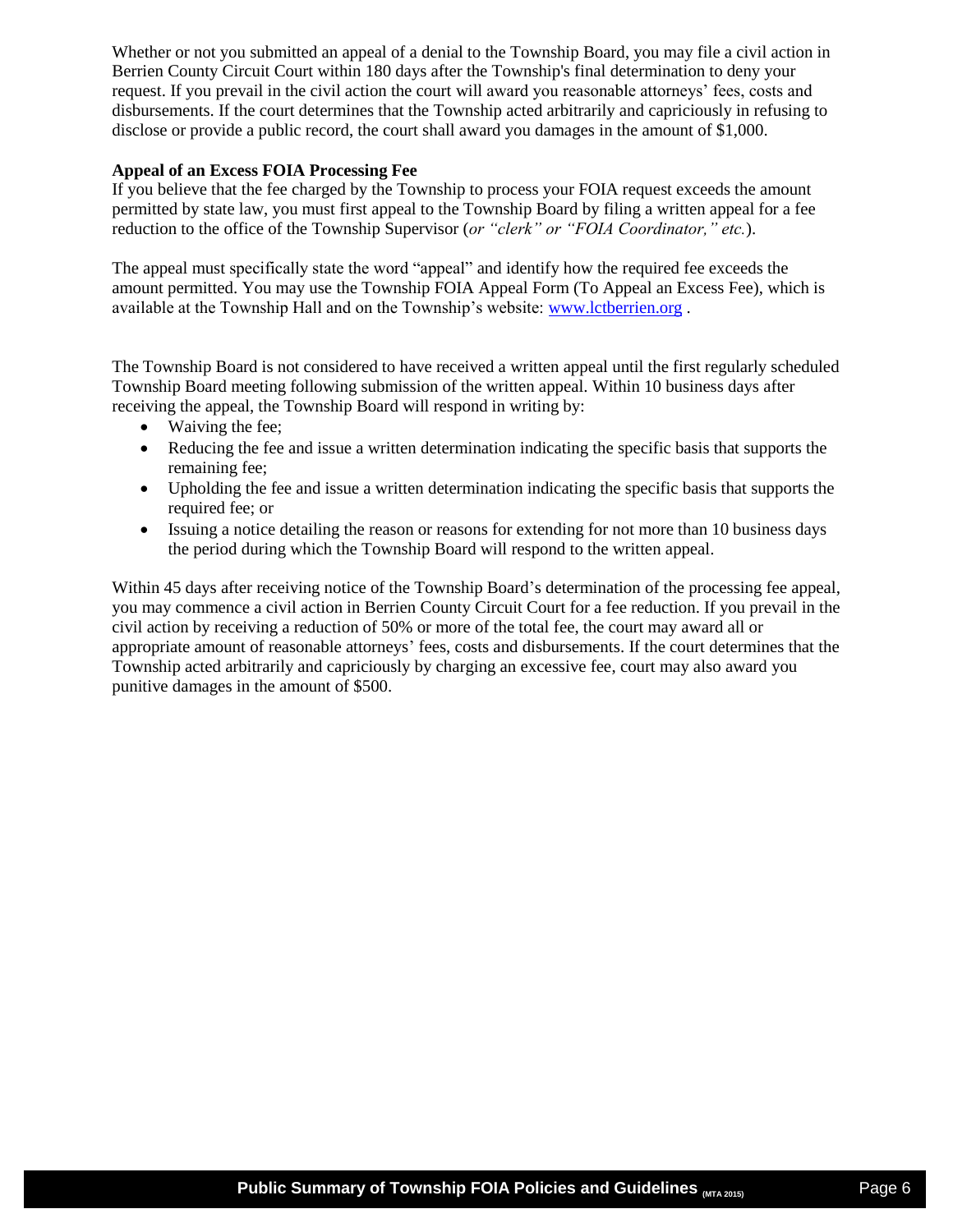Whether or not you submitted an appeal of a denial to the Township Board, you may file a civil action in Berrien County Circuit Court within 180 days after the Township's final determination to deny your request. If you prevail in the civil action the court will award you reasonable attorneys' fees, costs and disbursements. If the court determines that the Township acted arbitrarily and capriciously in refusing to disclose or provide a public record, the court shall award you damages in the amount of $1,000.

**Appeal of an Excess FOIA Processing Fee**

If you believe that the fee charged by the Township to process your FOIA request exceeds the amount permitted by state law, you must first appeal to the Township Board by filing a written appeal for a fee reduction to the office of the Township Supervisor (*or "clerk" or "FOIA Coordinator," etc.*).

The appeal must specifically state the word "appeal" and identify how the required fee exceeds the amount permitted. You may use the Township FOIA Appeal Form (To Appeal an Excess Fee), which is available at the Township Hall and on the Township's website: www.lctberrien.org .

The Township Board is not considered to have received a written appeal until the first regularly scheduled Township Board meeting following submission of the written appeal. Within 10 business days after receiving the appeal, the Township Board will respond in writing by:

- Waiving the fee;
- Reducing the fee and issue a written determination indicating the specific basis that supports the remaining fee;
- Upholding the fee and issue a written determination indicating the specific basis that supports the required fee; or
- Issuing a notice detailing the reason or reasons for extending for not more than 10 business days the period during which the Township Board will respond to the written appeal.

Within 45 days after receiving notice of the Township Board's determination of the processing fee appeal, you may commence a civil action in Berrien County Circuit Court for a fee reduction. If you prevail in the civil action by receiving a reduction of 50% or more of the total fee, the court may award all or appropriate amount of reasonable attorneys' fees, costs and disbursements. If the court determines that the Township acted arbitrarily and capriciously by charging an excessive fee, court may also award you punitive damages in the amount of $500.